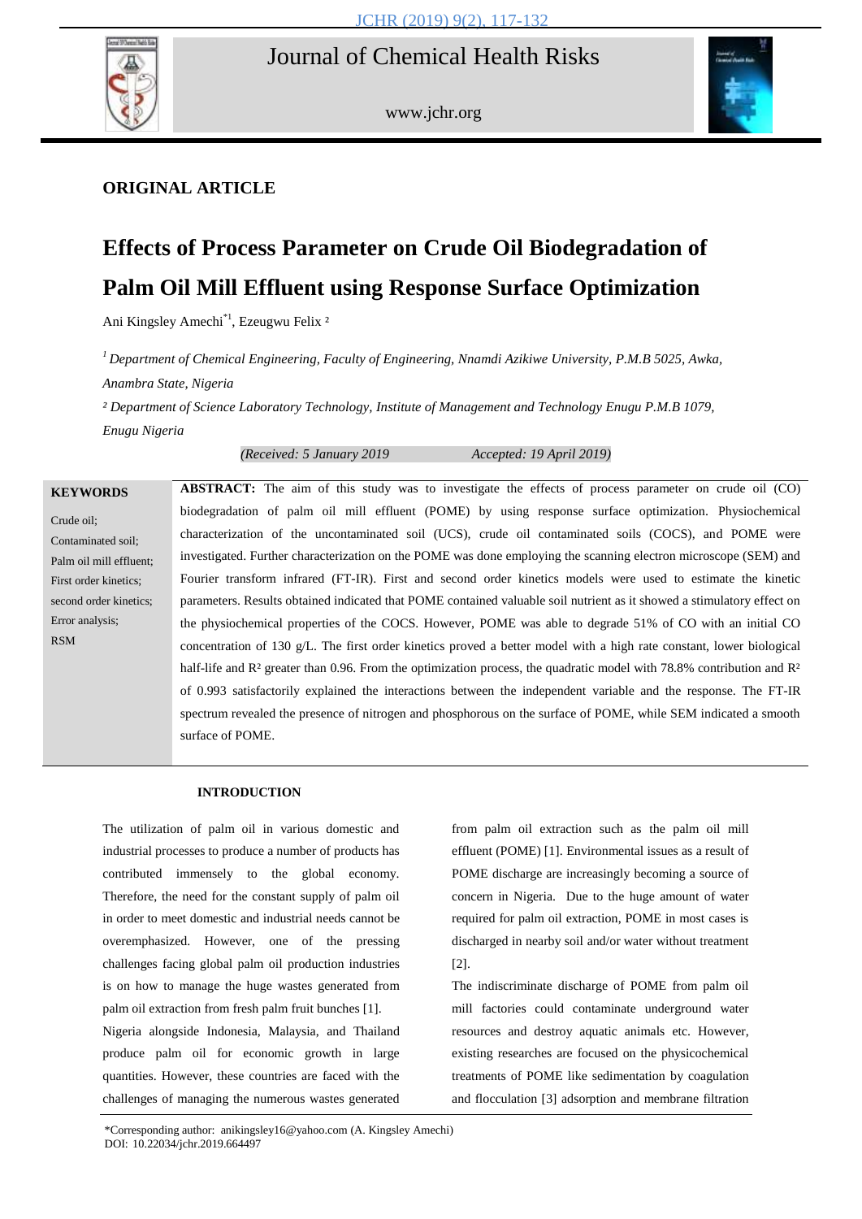**ORIGINAL ARTICLE**

# Effects of Process Parameter on Crude Oil Biodegradation of Palm Oil Mill Effluent using Response Surface Optimization

Ani Kingsley Amechi[*1], Ezeugwu Felix [2]

[1] *Department of Chemical Engineering, Faculty of Engineering, Nnamdi Azikiwe University, P.M.B 5025, Awka, Anambra State, Nigeria*

[2] *Department of Science Laboratory Technology, Institute of Management and Technology Enugu P.M.B 1079, Enugu Nigeria*

*(Received: 5 January 2019 Accepted: 19 April 2019)*

**KEYWORDS**

Crude oil;
Contaminated soil;
Palm oil mill effluent;
First order kinetics;
second order kinetics;
Error analysis;
RSM

**ABSTRACT:** The aim of this study was to investigate the effects of process parameter on crude oil (CO) biodegradation of palm oil mill effluent (POME) by using response surface optimization. Physiochemical characterization of the uncontaminated soil (UCS), crude oil contaminated soils (COCS), and POME were investigated. Further characterization on the POME was done employing the scanning electron microscope (SEM) and Fourier transform infrared (FT-IR). First and second order kinetics models were used to estimate the kinetic parameters. Results obtained indicated that POME contained valuable soil nutrient as it showed a stimulatory effect on the physiochemical properties of the COCS. However, POME was able to degrade 51% of CO with an initial CO concentration of 130 g/L. The first order kinetics proved a better model with a high rate constant, lower biological half-life and $R^2$ greater than 0.96. From the optimization process, the quadratic model with 78.8% contribution and $R^2$ of 0.993 satisfactorily explained the interactions between the independent variable and the response. The FT-IR spectrum revealed the presence of nitrogen and phosphorous on the surface of POME, while SEM indicated a smooth surface of POME.

## INTRODUCTION

The utilization of palm oil in various domestic and industrial processes to produce a number of products has contributed immensely to the global economy. Therefore, the need for the constant supply of palm oil in order to meet domestic and industrial needs cannot be overemphasized. However, one of the pressing challenges facing global palm oil production industries is on how to manage the huge wastes generated from palm oil extraction from fresh palm fruit bunches [1].

Nigeria alongside Indonesia, Malaysia, and Thailand produce palm oil for economic growth in large quantities. However, these countries are faced with the challenges of managing the numerous wastes generated from palm oil extraction such as the palm oil mill effluent (POME) [1]. Environmental issues as a result of POME discharge are increasingly becoming a source of concern in Nigeria. Due to the huge amount of water required for palm oil extraction, POME in most cases is discharged in nearby soil and/or water without treatment [2].

The indiscriminate discharge of POME from palm oil mill factories could contaminate underground water resources and destroy aquatic animals etc. However, existing researches are focused on the physicochemical treatments of POME like sedimentation by coagulation and flocculation [3] adsorption and membrane filtration

*Corresponding author: anikingsley16@yahoo.com (A. Kingsley Amechi)
DOI: 10.22034/jchr.2019.664497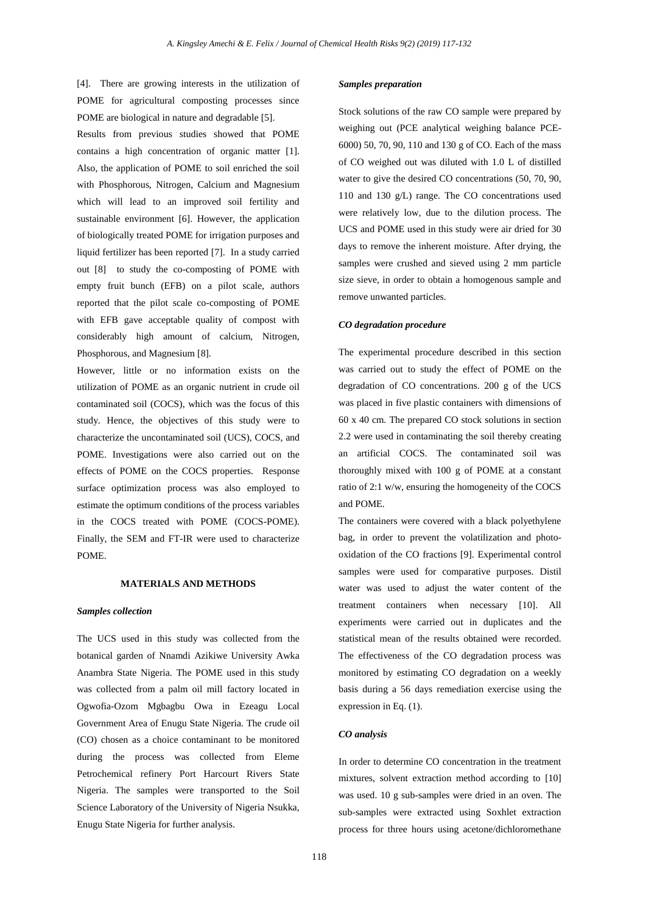[4]. There are growing interests in the utilization of POME for agricultural composting processes since POME are biological in nature and degradable [5].

Results from previous studies showed that POME contains a high concentration of organic matter [1]. Also, the application of POME to soil enriched the soil with Phosphorous, Nitrogen, Calcium and Magnesium which will lead to an improved soil fertility and sustainable environment [6]. However, the application of biologically treated POME for irrigation purposes and liquid fertilizer has been reported [7]. In a study carried out [8] to study the co-composting of POME with empty fruit bunch (EFB) on a pilot scale, authors reported that the pilot scale co-composting of POME with EFB gave acceptable quality of compost with considerably high amount of calcium, Nitrogen, Phosphorous, and Magnesium [8].

However, little or no information exists on the utilization of POME as an organic nutrient in crude oil contaminated soil (COCS), which was the focus of this study. Hence, the objectives of this study were to characterize the uncontaminated soil (UCS), COCS, and POME. Investigations were also carried out on the effects of POME on the COCS properties. Response surface optimization process was also employed to estimate the optimum conditions of the process variables in the COCS treated with POME (COCS-POME). Finally, the SEM and FT-IR were used to characterize POME.

## MATERIALS AND METHODS

### *Samples collection*

The UCS used in this study was collected from the botanical garden of Nnamdi Azikiwe University Awka Anambra State Nigeria. The POME used in this study was collected from a palm oil mill factory located in Ogwofia-Ozom Mgbagbu Owa in Ezeagu Local Government Area of Enugu State Nigeria. The crude oil (CO) chosen as a choice contaminant to be monitored during the process was collected from Eleme Petrochemical refinery Port Harcourt Rivers State Nigeria. The samples were transported to the Soil Science Laboratory of the University of Nigeria Nsukka, Enugu State Nigeria for further analysis.

### *Samples preparation*

Stock solutions of the raw CO sample were prepared by weighing out (PCE analytical weighing balance PCE-6000) 50, 70, 90, 110 and 130 g of CO. Each of the mass of CO weighed out was diluted with 1.0 L of distilled water to give the desired CO concentrations (50, 70, 90, 110 and 130 g/L) range. The CO concentrations used were relatively low, due to the dilution process. The UCS and POME used in this study were air dried for 30 days to remove the inherent moisture. After drying, the samples were crushed and sieved using 2 mm particle size sieve, in order to obtain a homogenous sample and remove unwanted particles.

### *CO degradation procedure*

The experimental procedure described in this section was carried out to study the effect of POME on the degradation of CO concentrations. 200 g of the UCS was placed in five plastic containers with dimensions of 60 x 40 cm. The prepared CO stock solutions in section 2.2 were used in contaminating the soil thereby creating an artificial COCS. The contaminated soil was thoroughly mixed with 100 g of POME at a constant ratio of 2:1 w/w, ensuring the homogeneity of the COCS and POME.

The containers were covered with a black polyethylene bag, in order to prevent the volatilization and photo-oxidation of the CO fractions [9]. Experimental control samples were used for comparative purposes. Distil water was used to adjust the water content of the treatment containers when necessary [10]. All experiments were carried out in duplicates and the statistical mean of the results obtained were recorded. The effectiveness of the CO degradation process was monitored by estimating CO degradation on a weekly basis during a 56 days remediation exercise using the expression in Eq. (1).

### *CO analysis*

In order to determine CO concentration in the treatment mixtures, solvent extraction method according to [10] was used. 10 g sub-samples were dried in an oven. The sub-samples were extracted using Soxhlet extraction process for three hours using acetone/dichloromethane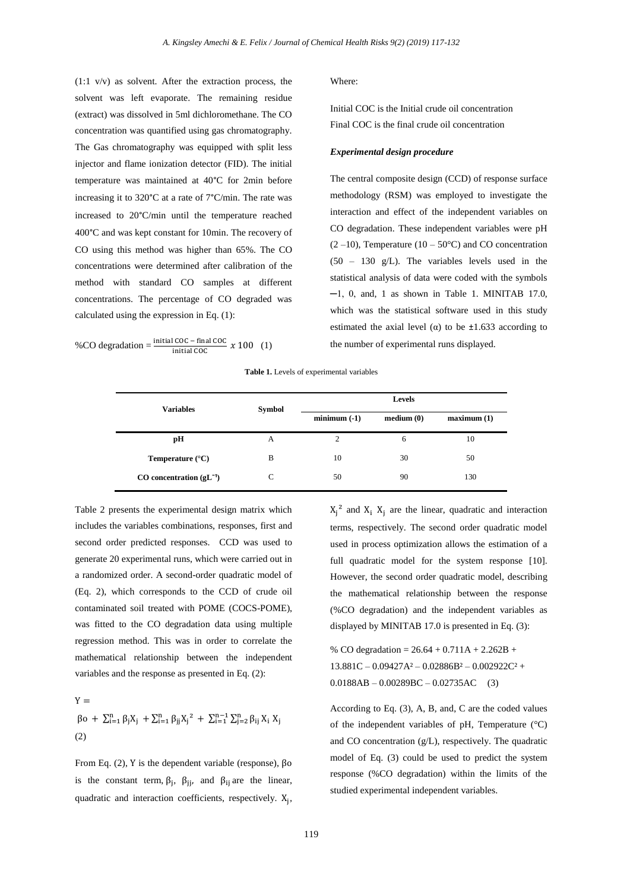(1:1 v/v) as solvent. After the extraction process, the solvent was left evaporate. The remaining residue (extract) was dissolved in 5ml dichloromethane. The CO concentration was quantified using gas chromatography. The Gas chromatography was equipped with split less injector and flame ionization detector (FID). The initial temperature was maintained at 40°C for 2min before increasing it to 320°C at a rate of 7°C/min. The rate was increased to 20°C/min until the temperature reached 400°C and was kept constant for 10min. The recovery of CO using this method was higher than 65%. The CO concentrations were determined after calibration of the method with standard CO samples at different concentrations. The percentage of CO degraded was calculated using the expression in Eq. (1):

$$\%\text{CO degradation} = \frac{\text{initial COC} - \text{final COC}}{\text{initial COC}} \; x \; 100 \quad (1)$$

Where:

Initial COC is the Initial crude oil concentration
Final COC is the final crude oil concentration

#### *Experimental design procedure*

The central composite design (CCD) of response surface methodology (RSM) was employed to investigate the interaction and effect of the independent variables on CO degradation. These independent variables were pH (2 –10), Temperature (10 – 50°C) and CO concentration (50 – 130 g/L). The variables levels used in the statistical analysis of data were coded with the symbols −1, 0, and, 1 as shown in Table 1. MINITAB 17.0, which was the statistical software used in this study estimated the axial level (α) to be ±1.633 according to the number of experimental runs displayed.

**Table 1.** Levels of experimental variables

| Variables | Symbol | Levels | | |
|---|---|---|---|---|
| | | minimum (-1) | medium (0) | maximum (1) |
| **pH** | A | 2 | 6 | 10 |
| **Temperature (°C)** | B | 10 | 30 | 50 |
| **CO concentration ($gL^{-1}$)** | C | 50 | 90 | 130 |

Table 2 presents the experimental design matrix which includes the variables combinations, responses, first and second order predicted responses. CCD was used to generate 20 experimental runs, which were carried out in a randomized order. A second-order quadratic model of (Eq. 2), which corresponds to the CCD of crude oil contaminated soil treated with POME (COCS-POME), was fitted to the CO degradation data using multiple regression method. This was in order to correlate the mathematical relationship between the independent variables and the response as presented in Eq. (2):

$$Y = \beta o + \sum_{i=1}^{n} \beta_j X_j + \sum_{i=1}^{n} \beta_{jj} X_j^{\,2} + \sum_{i=1}^{n-1} \sum_{j=2}^{n} \beta_{ij} X_i \, X_j \quad (2)$$

From Eq. (2), Y is the dependent variable (response), $\beta o$ is the constant term, $\beta_j$, $\beta_{jj}$, and $\beta_{ij}$ are the linear, quadratic and interaction coefficients, respectively. $X_j$, $X_j^{\,2}$ and $X_i \, X_j$ are the linear, quadratic and interaction terms, respectively. The second order quadratic model used in process optimization allows the estimation of a full quadratic model for the system response [10]. However, the second order quadratic model, describing the mathematical relationship between the response (%CO degradation) and the independent variables as displayed by MINITAB 17.0 is presented in Eq. (3):

$$\%\text{ CO degradation} = 26.64 + 0.711A + 2.262B + 13.881C - 0.09427A^2 - 0.02886B^2 - 0.002922C^2 + 0.0188AB - 0.00289BC - 0.02735AC \quad (3)$$

According to Eq. (3), A, B, and, C are the coded values of the independent variables of pH, Temperature (°C) and CO concentration (g/L), respectively. The quadratic model of Eq. (3) could be used to predict the system response (%CO degradation) within the limits of the studied experimental independent variables.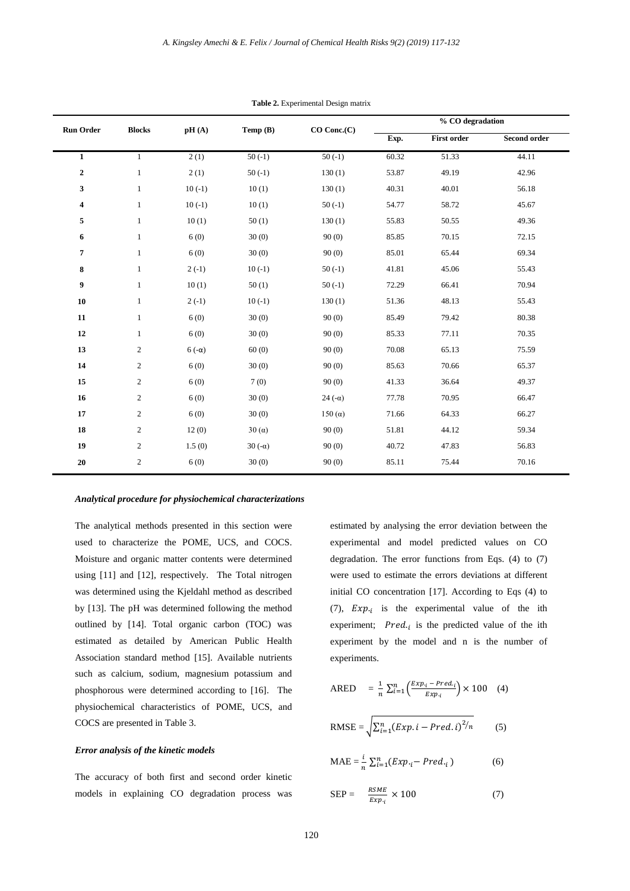**Table 2.** Experimental Design matrix

| Run Order | Blocks | pH (A) | Temp (B) | CO Conc.(C) | % CO degradation | | |
|---|---|---|---|---|---|---|---|
| | | | | | Exp. | First order | Second order |
| **1** | 1 | 2 (1) | 50 (-1) | 50 (-1) | 60.32 | 51.33 | 44.11 |
| **2** | 1 | 2 (1) | 50 (-1) | 130 (1) | 53.87 | 49.19 | 42.96 |
| **3** | 1 | 10 (-1) | 10 (1) | 130 (1) | 40.31 | 40.01 | 56.18 |
| **4** | 1 | 10 (-1) | 10 (1) | 50 (-1) | 54.77 | 58.72 | 45.67 |
| **5** | 1 | 10 (1) | 50 (1) | 130 (1) | 55.83 | 50.55 | 49.36 |
| **6** | 1 | 6 (0) | 30 (0) | 90 (0) | 85.85 | 70.15 | 72.15 |
| **7** | 1 | 6 (0) | 30 (0) | 90 (0) | 85.01 | 65.44 | 69.34 |
| **8** | 1 | 2 (-1) | 10 (-1) | 50 (-1) | 41.81 | 45.06 | 55.43 |
| **9** | 1 | 10 (1) | 50 (1) | 50 (-1) | 72.29 | 66.41 | 70.94 |
| **10** | 1 | 2 (-1) | 10 (-1) | 130 (1) | 51.36 | 48.13 | 55.43 |
| **11** | 1 | 6 (0) | 30 (0) | 90 (0) | 85.49 | 79.42 | 80.38 |
| **12** | 1 | 6 (0) | 30 (0) | 90 (0) | 85.33 | 77.11 | 70.35 |
| **13** | 2 | 6 (-α) | 60 (0) | 90 (0) | 70.08 | 65.13 | 75.59 |
| **14** | 2 | 6 (0) | 30 (0) | 90 (0) | 85.63 | 70.66 | 65.37 |
| **15** | 2 | 6 (0) | 7 (0) | 90 (0) | 41.33 | 36.64 | 49.37 |
| **16** | 2 | 6 (0) | 30 (0) | 24 (-α) | 77.78 | 70.95 | 66.47 |
| **17** | 2 | 6 (0) | 30 (0) | 150 (α) | 71.66 | 64.33 | 66.27 |
| **18** | 2 | 12 (0) | 30 (α) | 90 (0) | 51.81 | 44.12 | 59.34 |
| **19** | 2 | 1.5 (0) | 30 (-α) | 90 (0) | 40.72 | 47.83 | 56.83 |
| **20** | 2 | 6 (0) | 30 (0) | 90 (0) | 85.11 | 75.44 | 70.16 |

### *Analytical procedure for physiochemical characterizations*

The analytical methods presented in this section were used to characterize the POME, UCS, and COCS. Moisture and organic matter contents were determined using [11] and [12], respectively. The Total nitrogen was determined using the Kjeldahl method as described by [13]. The pH was determined following the method outlined by [14]. Total organic carbon (TOC) was estimated as detailed by American Public Health Association standard method [15]. Available nutrients such as calcium, sodium, magnesium potassium and phosphorous were determined according to [16]. The physiochemical characteristics of POME, UCS, and COCS are presented in Table 3.

### *Error analysis of the kinetic models*

The accuracy of both first and second order kinetic models in explaining CO degradation process was estimated by analysing the error deviation between the experimental and model predicted values on CO degradation. The error functions from Eqs. (4) to (7) were used to estimate the errors deviations at different initial CO concentration [17]. According to Eqs (4) to (7), $Exp._i$ is the experimental value of the ith experiment; $Pred._i$ is the predicted value of the ith experiment by the model and n is the number of experiments.

$$\text{ARED} = \frac{1}{n}\sum_{i=1}^{n}\left(\frac{Exp._i - Pred._i}{Exp._i}\right) \times 100 \quad (4)$$

$$\text{RMSE} = \sqrt{\sum_{i=1}^{n}(Exp.i - Pred.i)^{2}/n} \quad (5)$$

$$\text{MAE} = \frac{i}{n}\sum_{i=1}^{n}(Exp._i - Pred._i) \quad (6)$$

$$\text{SEP} = \frac{RSME}{Exp._i} \times 100 \quad (7)$$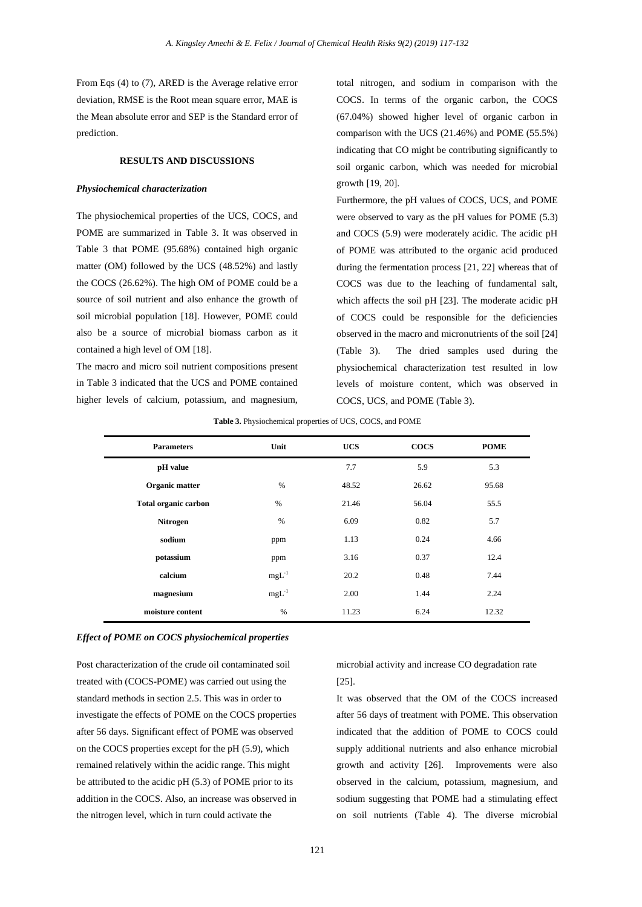From Eqs (4) to (7), ARED is the Average relative error deviation, RMSE is the Root mean square error, MAE is the Mean absolute error and SEP is the Standard error of prediction.

## RESULTS AND DISCUSSIONS

### *Physiochemical characterization*

The physiochemical properties of the UCS, COCS, and POME are summarized in Table 3. It was observed in Table 3 that POME (95.68%) contained high organic matter (OM) followed by the UCS (48.52%) and lastly the COCS (26.62%). The high OM of POME could be a source of soil nutrient and also enhance the growth of soil microbial population [18]. However, POME could also be a source of microbial biomass carbon as it contained a high level of OM [18].

The macro and micro soil nutrient compositions present in Table 3 indicated that the UCS and POME contained higher levels of calcium, potassium, and magnesium, total nitrogen, and sodium in comparison with the COCS. In terms of the organic carbon, the COCS (67.04%) showed higher level of organic carbon in comparison with the UCS (21.46%) and POME (55.5%) indicating that CO might be contributing significantly to soil organic carbon, which was needed for microbial growth [19, 20].

Furthermore, the pH values of COCS, UCS, and POME were observed to vary as the pH values for POME (5.3) and COCS (5.9) were moderately acidic. The acidic pH of POME was attributed to the organic acid produced during the fermentation process [21, 22] whereas that of COCS was due to the leaching of fundamental salt, which affects the soil pH [23]. The moderate acidic pH of COCS could be responsible for the deficiencies observed in the macro and micronutrients of the soil [24] (Table 3). The dried samples used during the physiochemical characterization test resulted in low levels of moisture content, which was observed in COCS, UCS, and POME (Table 3).

**Table 3.** Physiochemical properties of UCS, COCS, and POME

| Parameters | Unit | UCS | COCS | POME |
|---|---|---|---|---|
| **pH value** | | 7.7 | 5.9 | 5.3 |
| **Organic matter** | % | 48.52 | 26.62 | 95.68 |
| **Total organic carbon** | % | 21.46 | 56.04 | 55.5 |
| **Nitrogen** | % | 6.09 | 0.82 | 5.7 |
| **sodium** | ppm | 1.13 | 0.24 | 4.66 |
| **potassium** | ppm | 3.16 | 0.37 | 12.4 |
| **calcium** | $mgL^{-1}$ | 20.2 | 0.48 | 7.44 |
| **magnesium** | $mgL^{-1}$ | 2.00 | 1.44 | 2.24 |
| **moisture content** | % | 11.23 | 6.24 | 12.32 |

### *Effect of POME on COCS physiochemical properties*

Post characterization of the crude oil contaminated soil treated with (COCS-POME) was carried out using the standard methods in section 2.5. This was in order to investigate the effects of POME on the COCS properties after 56 days. Significant effect of POME was observed on the COCS properties except for the pH (5.9), which remained relatively within the acidic range. This might be attributed to the acidic pH (5.3) of POME prior to its addition in the COCS. Also, an increase was observed in the nitrogen level, which in turn could activate the microbial activity and increase CO degradation rate [25].

It was observed that the OM of the COCS increased after 56 days of treatment with POME. This observation indicated that the addition of POME to COCS could supply additional nutrients and also enhance microbial growth and activity [26]. Improvements were also observed in the calcium, potassium, magnesium, and sodium suggesting that POME had a stimulating effect on soil nutrients (Table 4). The diverse microbial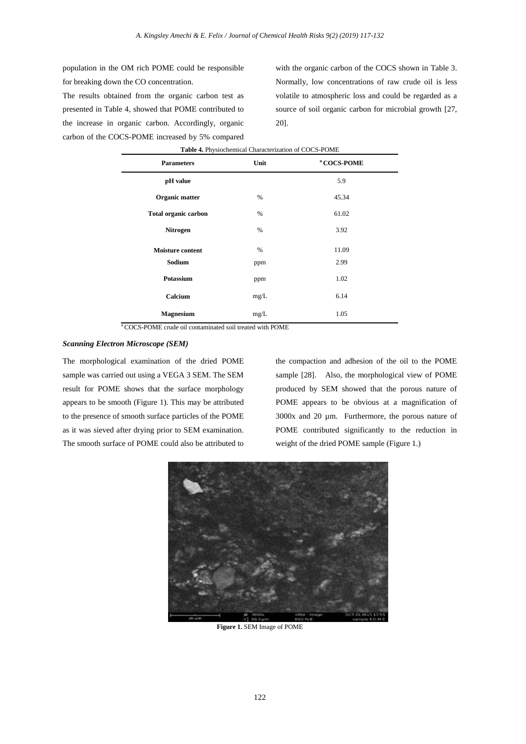population in the OM rich POME could be responsible for breaking down the CO concentration.

The results obtained from the organic carbon test as presented in Table 4, showed that POME contributed to the increase in organic carbon. Accordingly, organic carbon of the COCS-POME increased by 5% compared with the organic carbon of the COCS shown in Table 3. Normally, low concentrations of raw crude oil is less volatile to atmospheric loss and could be regarded as a source of soil organic carbon for microbial growth [27, 20].

**Table 4.** Physiochemical Characterization of COCS-POME

| Parameters | Unit | [a] COCS-POME |
|---|---|---|
| **pH value** | | 5.9 |
| **Organic matter** | % | 45.34 |
| **Total organic carbon** | % | 61.02 |
| **Nitrogen** | % | 3.92 |
| **Moisture content** | % | 11.09 |
| **Sodium** | ppm | 2.99 |
| **Potassium** | ppm | 1.02 |
| **Calcium** | mg/L | 6.14 |
| **Magnesium** | mg/L | 1.05 |

[a] COCS-POME crude oil contaminated soil treated with POME

### *Scanning Electron Microscope (SEM)*

The morphological examination of the dried POME sample was carried out using a VEGA 3 SEM. The SEM result for POME shows that the surface morphology appears to be smooth (Figure 1). This may be attributed to the presence of smooth surface particles of the POME as it was sieved after drying prior to SEM examination. The smooth surface of POME could also be attributed to the compaction and adhesion of the oil to the POME sample [28]. Also, the morphological view of POME produced by SEM showed that the porous nature of POME appears to be obvious at a magnification of 3000x and 20 µm. Furthermore, the porous nature of POME contributed significantly to the reduction in weight of the dried POME sample (Figure 1.)

**Figure 1.** SEM Image of POME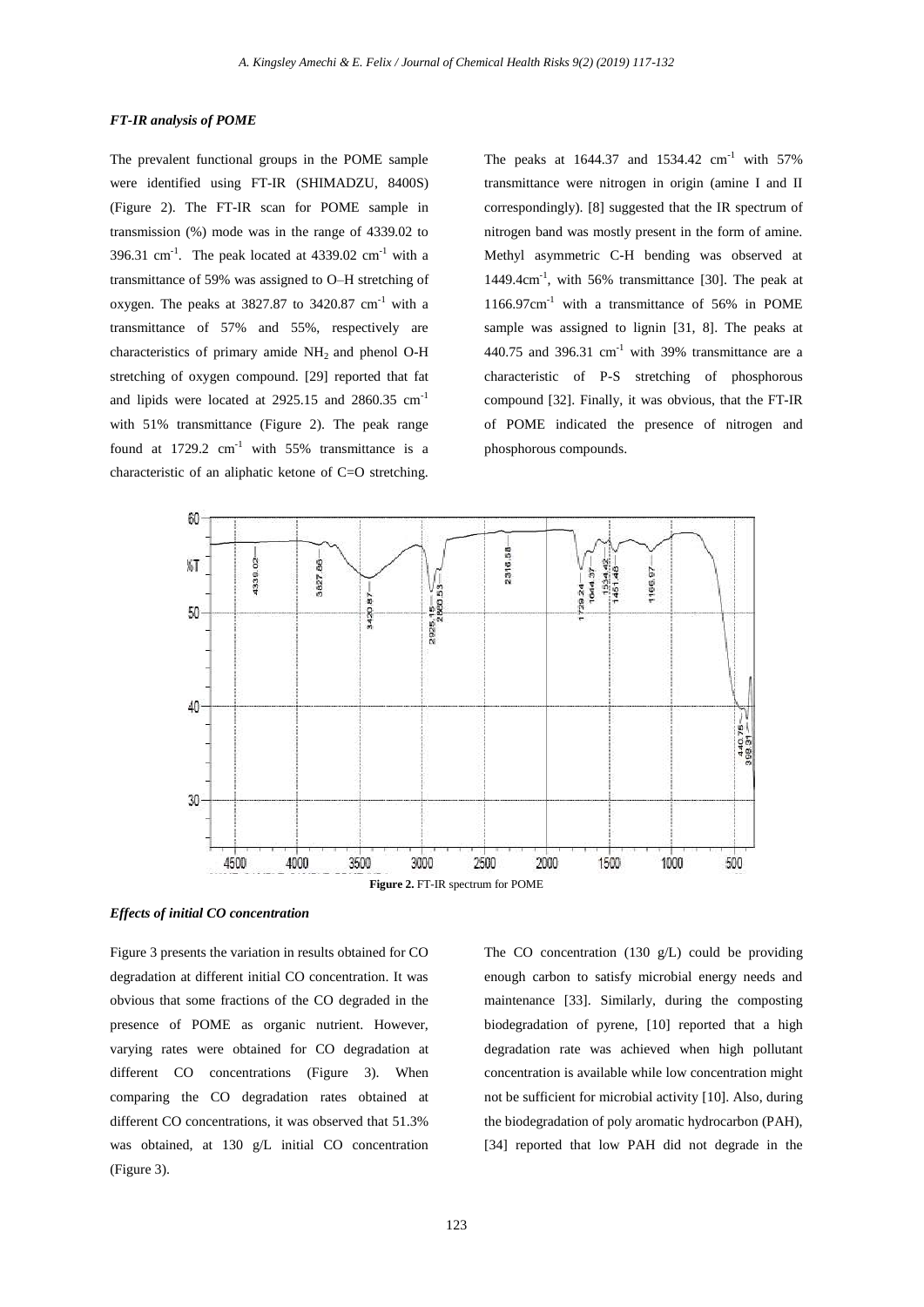### *FT-IR analysis of POME*

The prevalent functional groups in the POME sample were identified using FT-IR (SHIMADZU, 8400S) (Figure 2). The FT-IR scan for POME sample in transmission (%) mode was in the range of 4339.02 to 396.31 $cm^{-1}$. The peak located at 4339.02 $cm^{-1}$ with a transmittance of 59% was assigned to O–H stretching of oxygen. The peaks at 3827.87 to 3420.87 $cm^{-1}$ with a transmittance of 57% and 55%, respectively are characteristics of primary amide $NH_2$ and phenol O-H stretching of oxygen compound. [29] reported that fat and lipids were located at 2925.15 and 2860.35 $cm^{-1}$ with 51% transmittance (Figure 2). The peak range found at 1729.2 $cm^{-1}$ with 55% transmittance is a characteristic of an aliphatic ketone of C=O stretching. The peaks at 1644.37 and 1534.42 $cm^{-1}$ with 57% transmittance were nitrogen in origin (amine I and II correspondingly). [8] suggested that the IR spectrum of nitrogen band was mostly present in the form of amine. Methyl asymmetric C-H bending was observed at 1449.4$cm^{-1}$, with 56% transmittance [30]. The peak at 1166.97$cm^{-1}$ with a transmittance of 56% in POME sample was assigned to lignin [31, 8]. The peaks at 440.75 and 396.31 $cm^{-1}$ with 39% transmittance are a characteristic of P-S stretching of phosphorous compound [32]. Finally, it was obvious, that the FT-IR of POME indicated the presence of nitrogen and phosphorous compounds.

**Figure 2.** FT-IR spectrum for POME

### *Effects of initial CO concentration*

Figure 3 presents the variation in results obtained for CO degradation at different initial CO concentration. It was obvious that some fractions of the CO degraded in the presence of POME as organic nutrient. However, varying rates were obtained for CO degradation at different CO concentrations (Figure 3). When comparing the CO degradation rates obtained at different CO concentrations, it was observed that 51.3% was obtained, at 130 g/L initial CO concentration (Figure 3).

The CO concentration (130 g/L) could be providing enough carbon to satisfy microbial energy needs and maintenance [33]. Similarly, during the composting biodegradation of pyrene, [10] reported that a high degradation rate was achieved when high pollutant concentration is available while low concentration might not be sufficient for microbial activity [10]. Also, during the biodegradation of poly aromatic hydrocarbon (PAH), [34] reported that low PAH did not degrade in the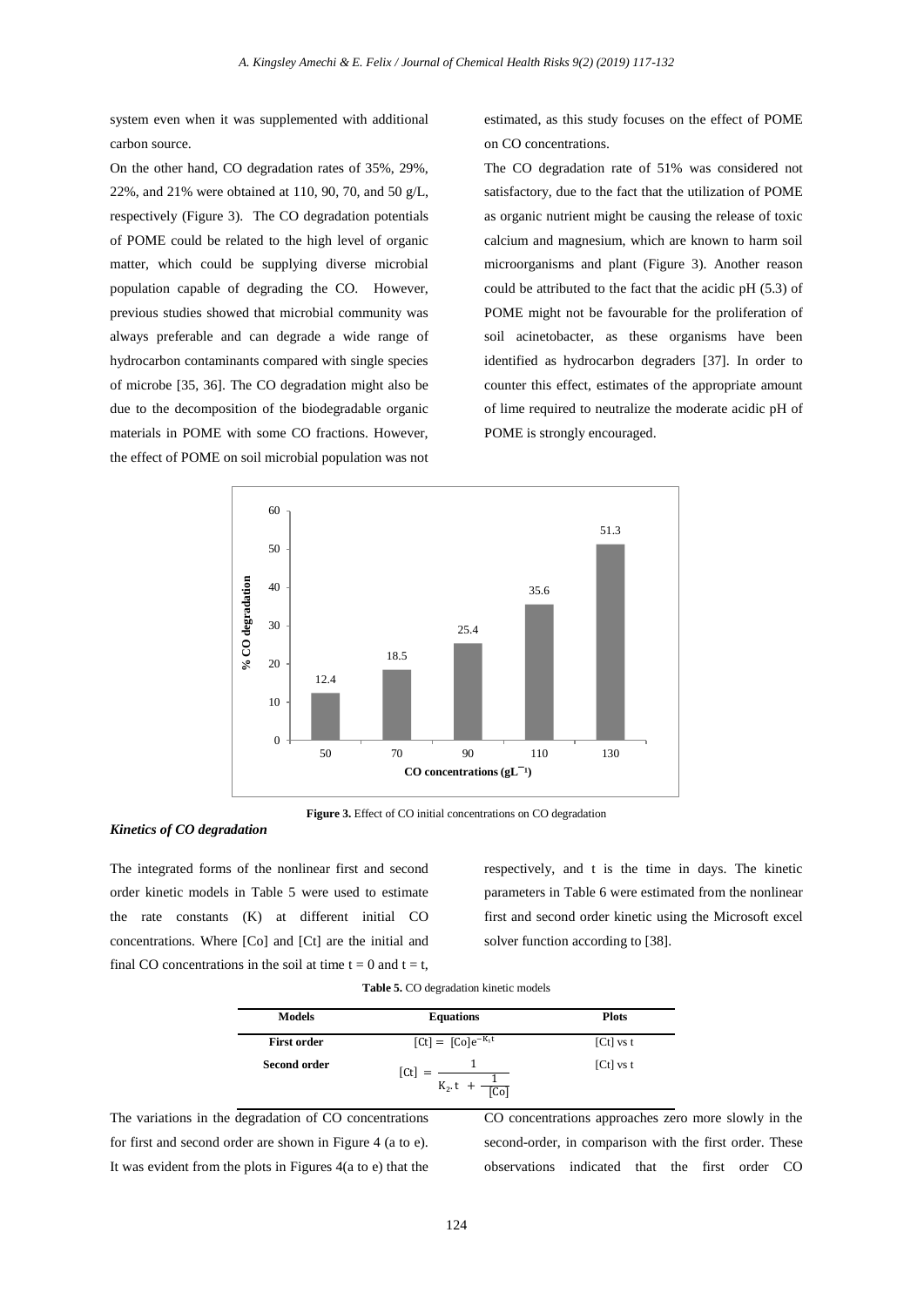system even when it was supplemented with additional carbon source.

On the other hand, CO degradation rates of 35%, 29%, 22%, and 21% were obtained at 110, 90, 70, and 50 g/L, respectively (Figure 3). The CO degradation potentials of POME could be related to the high level of organic matter, which could be supplying diverse microbial population capable of degrading the CO. However, previous studies showed that microbial community was always preferable and can degrade a wide range of hydrocarbon contaminants compared with single species of microbe [35, 36]. The CO degradation might also be due to the decomposition of the biodegradable organic materials in POME with some CO fractions. However, the effect of POME on soil microbial population was not estimated, as this study focuses on the effect of POME on CO concentrations.

The CO degradation rate of 51% was considered not satisfactory, due to the fact that the utilization of POME as organic nutrient might be causing the release of toxic calcium and magnesium, which are known to harm soil microorganisms and plant (Figure 3). Another reason could be attributed to the fact that the acidic pH (5.3) of POME might not be favourable for the proliferation of soil acinetobacter, as these organisms have been identified as hydrocarbon degraders [37]. In order to counter this effect, estimates of the appropriate amount of lime required to neutralize the moderate acidic pH of POME is strongly encouraged.

**Figure 3.** Effect of CO initial concentrations on CO degradation

### *Kinetics of CO degradation*

The integrated forms of the nonlinear first and second order kinetic models in Table 5 were used to estimate the rate constants (K) at different initial CO concentrations. Where [Co] and [Ct] are the initial and final CO concentrations in the soil at time t = 0 and t = t, respectively, and t is the time in days. The kinetic parameters in Table 6 were estimated from the nonlinear first and second order kinetic using the Microsoft excel solver function according to [38].

**Table 5.** CO degradation kinetic models

| Models | Equations | Plots |
|---|---|---|
| **First order** | $[Ct] = [Co]e^{-K_1 t}$ | [Ct] vs t |
| **Second order** | $[Ct] = \dfrac{1}{K_2.t + \dfrac{1}{[Co]}}$ | [Ct] vs t |

The variations in the degradation of CO concentrations for first and second order are shown in Figure 4 (a to e). It was evident from the plots in Figures 4(a to e) that the CO concentrations approaches zero more slowly in the second-order, in comparison with the first order. These observations indicated that the first order CO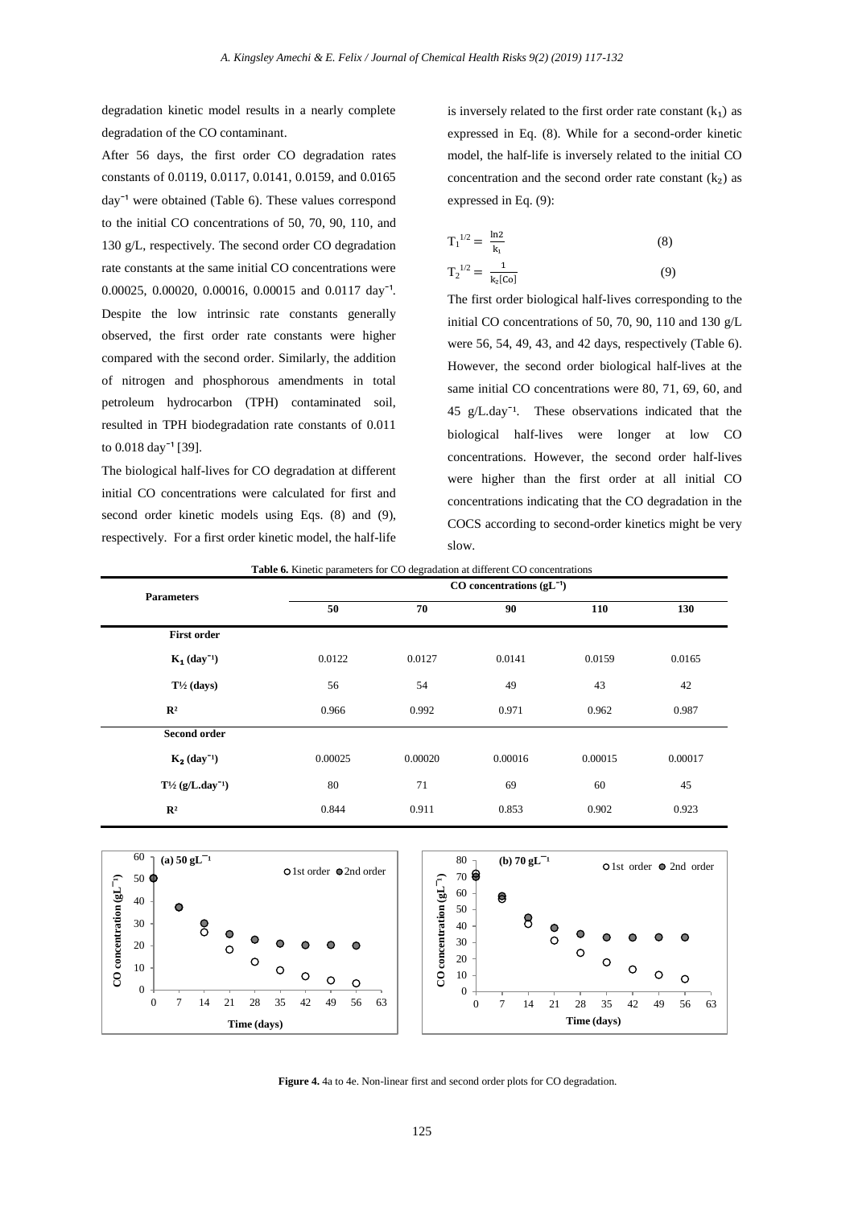degradation kinetic model results in a nearly complete degradation of the CO contaminant.

After 56 days, the first order CO degradation rates constants of 0.0119, 0.0117, 0.0141, 0.0159, and 0.0165 $day^{-1}$ were obtained (Table 6). These values correspond to the initial CO concentrations of 50, 70, 90, 110, and 130 g/L, respectively. The second order CO degradation rate constants at the same initial CO concentrations were 0.00025, 0.00020, 0.00016, 0.00015 and 0.0117 $day^{-1}$. Despite the low intrinsic rate constants generally observed, the first order rate constants were higher compared with the second order. Similarly, the addition of nitrogen and phosphorous amendments in total petroleum hydrocarbon (TPH) contaminated soil, resulted in TPH biodegradation rate constants of 0.011 to 0.018 $day^{-1}$ [39].

The biological half-lives for CO degradation at different initial CO concentrations were calculated for first and second order kinetic models using Eqs. (8) and (9), respectively. For a first order kinetic model, the half-life is inversely related to the first order rate constant ($k_1$) as expressed in Eq. (8). While for a second-order kinetic model, the half-life is inversely related to the initial CO concentration and the second order rate constant ($k_2$) as expressed in Eq. (9):

$$T_1^{1/2} = \frac{\ln 2}{k_1} \quad (8)$$

$$T_2^{1/2} = \frac{1}{k_2[Co]} \quad (9)$$

The first order biological half-lives corresponding to the initial CO concentrations of 50, 70, 90, 110 and 130 g/L were 56, 54, 49, 43, and 42 days, respectively (Table 6). However, the second order biological half-lives at the same initial CO concentrations were 80, 71, 69, 60, and 45 $g/L.day^{-1}$. These observations indicated that the biological half-lives were longer at low CO concentrations. However, the second order half-lives were higher than the first order at all initial CO concentrations indicating that the CO degradation in the COCS according to second-order kinetics might be very slow.

**Table 6.** Kinetic parameters for CO degradation at different CO concentrations

| Parameters | CO concentrations ($gL^{-1}$) | | | | |
|---|---|---|---|---|---|
| | 50 | 70 | 90 | 110 | 130 |
| **First order** | | | | | |
| $K_1$ ($day^{-1}$) | 0.0122 | 0.0127 | 0.0141 | 0.0159 | 0.0165 |
| $T^{1/2}$ (days) | 56 | 54 | 49 | 43 | 42 |
| $R^2$ | 0.966 | 0.992 | 0.971 | 0.962 | 0.987 |
| **Second order** | | | | | |
| $K_2$ ($day^{-1}$) | 0.00025 | 0.00020 | 0.00016 | 0.00015 | 0.00017 |
| $T^{1/2}$ ($g/L.day^{-1}$) | 80 | 71 | 69 | 60 | 45 |
| $R^2$ | 0.844 | 0.911 | 0.853 | 0.902 | 0.923 |

**Figure 4.** 4a to 4e. Non-linear first and second order plots for CO degradation.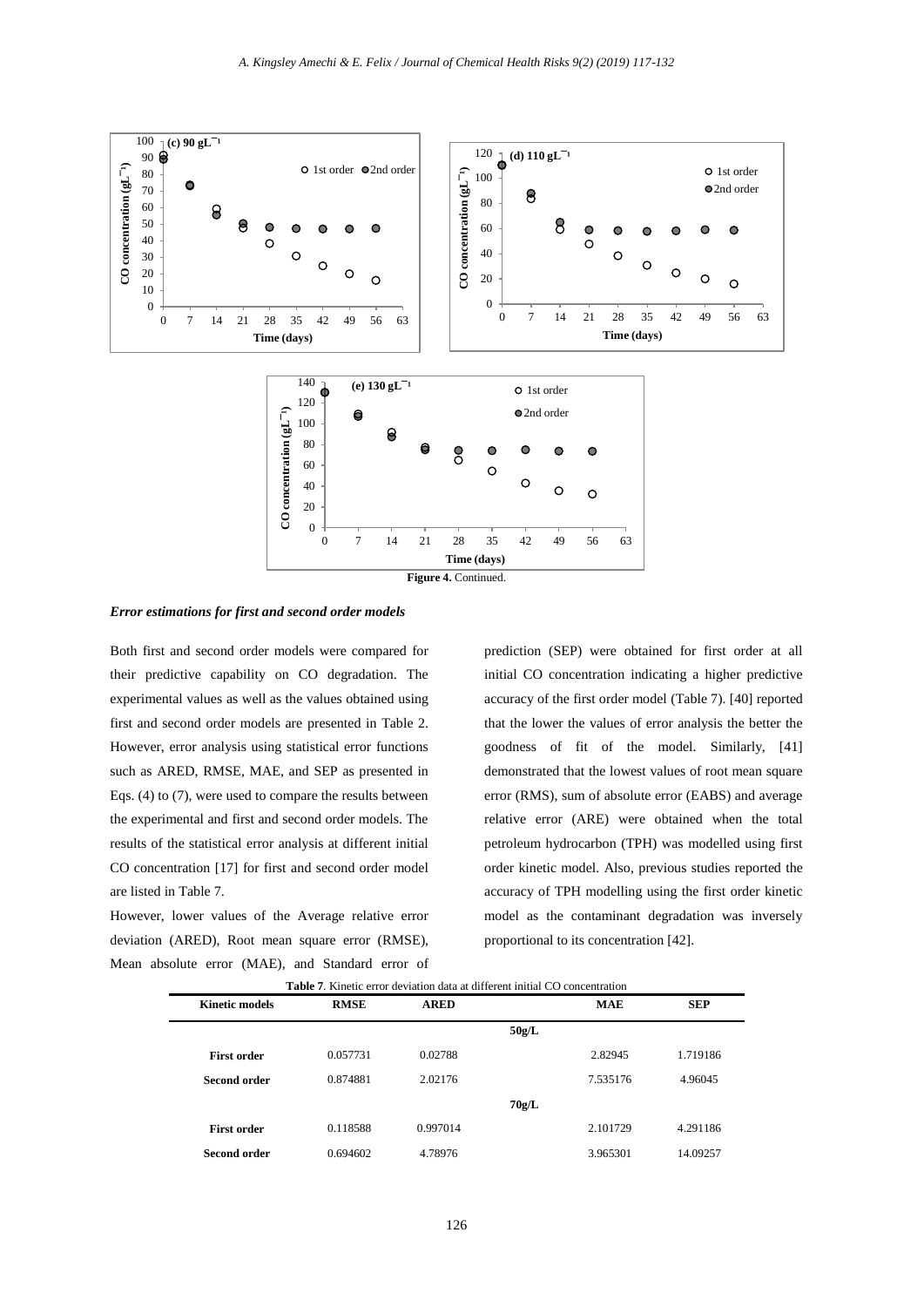Figure 4. Continued.

*Error estimations for first and second order models*

Both first and second order models were compared for their predictive capability on CO degradation. The experimental values as well as the values obtained using first and second order models are presented in Table 2. However, error analysis using statistical error functions such as ARED, RMSE, MAE, and SEP as presented in Eqs. (4) to (7), were used to compare the results between the experimental and first and second order models. The results of the statistical error analysis at different initial CO concentration [17] for first and second order model are listed in Table 7.

However, lower values of the Average relative error deviation (ARED), Root mean square error (RMSE), Mean absolute error (MAE), and Standard error of prediction (SEP) were obtained for first order at all initial CO concentration indicating a higher predictive accuracy of the first order model (Table 7). [40] reported that the lower the values of error analysis the better the goodness of fit of the model. Similarly, [41] demonstrated that the lowest values of root mean square error (RMS), sum of absolute error (EABS) and average relative error (ARE) were obtained when the total petroleum hydrocarbon (TPH) was modelled using first order kinetic model. Also, previous studies reported the accuracy of TPH modelling using the first order kinetic model as the contaminant degradation was inversely proportional to its concentration [42].

**Table 7**. Kinetic error deviation data at different initial CO concentration

| Kinetic models | RMSE | ARED | MAE | SEP |
|---|---|---|---|---|
| | | **50g/L** | | |
| **First order** | 0.057731 | 0.02788 | 2.82945 | 1.719186 |
| **Second order** | 0.874881 | 2.02176 | 7.535176 | 4.96045 |
| | | **70g/L** | | |
| **First order** | 0.118588 | 0.997014 | 2.101729 | 4.291186 |
| **Second order** | 0.694602 | 4.78976 | 3.965301 | 14.09257 |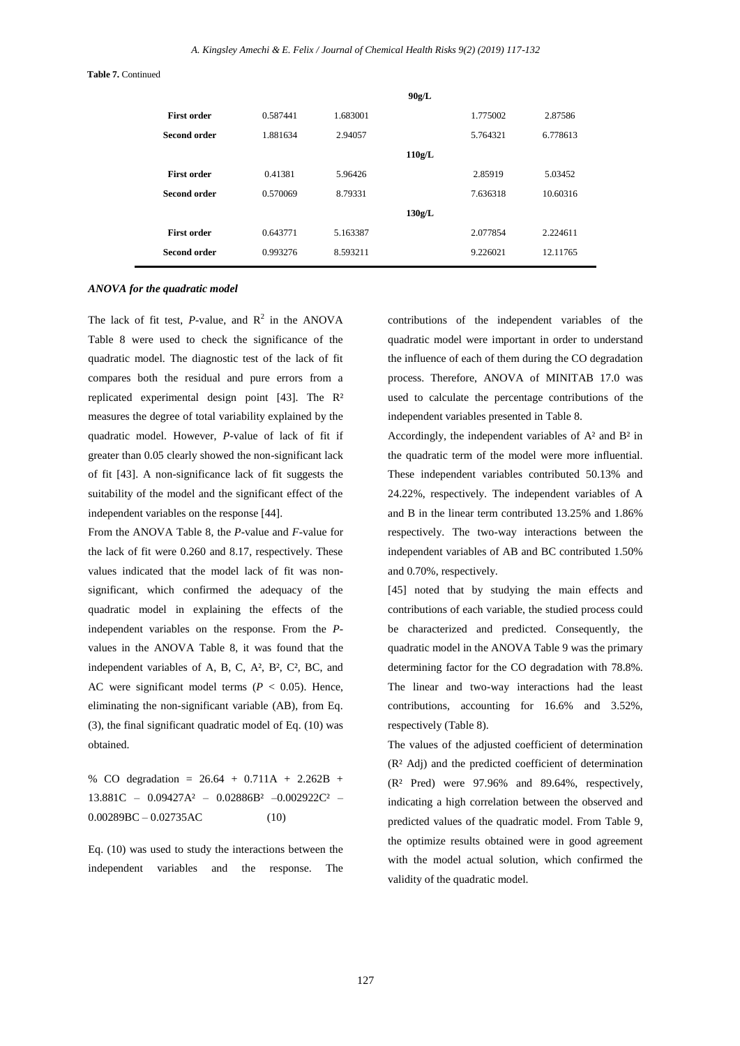**Table 7.** Continued

| | | | | | |
|---|---|---|---|---|---|
| | | | **90g/L** | | |
| **First order** | 0.587441 | 1.683001 | | 1.775002 | 2.87586 |
| **Second order** | 1.881634 | 2.94057 | | 5.764321 | 6.778613 |
| | | | **110g/L** | | |
| **First order** | 0.41381 | 5.96426 | | 2.85919 | 5.03452 |
| **Second order** | 0.570069 | 8.79331 | | 7.636318 | 10.60316 |
| | | | **130g/L** | | |
| **First order** | 0.643771 | 5.163387 | | 2.077854 | 2.224611 |
| **Second order** | 0.993276 | 8.593211 | | 9.226021 | 12.11765 |

### *ANOVA for the quadratic model*

The lack of fit test, *P*-value, and $R^2$ in the ANOVA Table 8 were used to check the significance of the quadratic model. The diagnostic test of the lack of fit compares both the residual and pure errors from a replicated experimental design point [43]. The $R^2$ measures the degree of total variability explained by the quadratic model. However, *P*-value of lack of fit if greater than 0.05 clearly showed the non-significant lack of fit [43]. A non-significance lack of fit suggests the suitability of the model and the significant effect of the independent variables on the response [44].

From the ANOVA Table 8, the *P*-value and *F*-value for the lack of fit were 0.260 and 8.17, respectively. These values indicated that the model lack of fit was non-significant, which confirmed the adequacy of the quadratic model in explaining the effects of the independent variables on the response. From the *P*-values in the ANOVA Table 8, it was found that the independent variables of A, B, C, $A^2$, $B^2$, $C^2$, BC, and AC were significant model terms ($P < 0.05$). Hence, eliminating the non-significant variable (AB), from Eq. (3), the final significant quadratic model of Eq. (10) was obtained.

$$\% \text{ CO degradation} = 26.64 + 0.711A + 2.262B + 13.881C - 0.09427A^2 - 0.02886B^2 - 0.002922C^2 - 0.00289BC - 0.02735AC \quad (10)$$

Eq. (10) was used to study the interactions between the independent variables and the response. The contributions of the independent variables of the quadratic model were important in order to understand the influence of each of them during the CO degradation process. Therefore, ANOVA of MINITAB 17.0 was used to calculate the percentage contributions of the independent variables presented in Table 8.

Accordingly, the independent variables of $A^2$ and $B^2$ in the quadratic term of the model were more influential. These independent variables contributed 50.13% and 24.22%, respectively. The independent variables of A and B in the linear term contributed 13.25% and 1.86% respectively. The two-way interactions between the independent variables of AB and BC contributed 1.50% and 0.70%, respectively.

[45] noted that by studying the main effects and contributions of each variable, the studied process could be characterized and predicted. Consequently, the quadratic model in the ANOVA Table 9 was the primary determining factor for the CO degradation with 78.8%. The linear and two-way interactions had the least contributions, accounting for 16.6% and 3.52%, respectively (Table 8).

The values of the adjusted coefficient of determination ($R^2$ Adj) and the predicted coefficient of determination ($R^2$ Pred) were 97.96% and 89.64%, respectively, indicating a high correlation between the observed and predicted values of the quadratic model. From Table 9, the optimize results obtained were in good agreement with the model actual solution, which confirmed the validity of the quadratic model.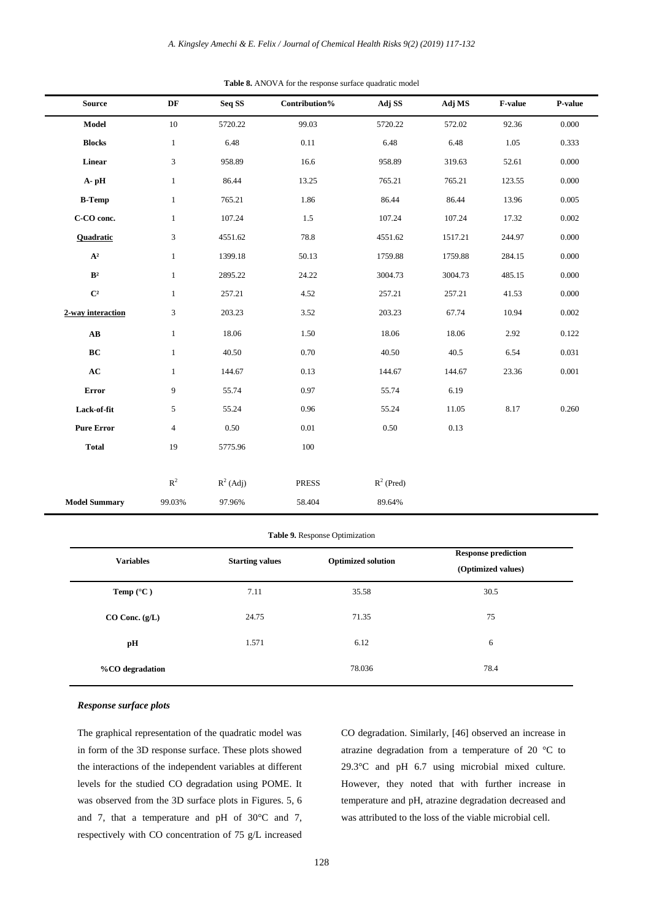**Table 8.** ANOVA for the response surface quadratic model

| Source | DF | Seq SS | Contribution% | Adj SS | Adj MS | F-value | P-value |
|---|---|---|---|---|---|---|---|
| **Model** | 10 | 5720.22 | 99.03 | 5720.22 | 572.02 | 92.36 | 0.000 |
| **Blocks** | 1 | 6.48 | 0.11 | 6.48 | 6.48 | 1.05 | 0.333 |
| **Linear** | 3 | 958.89 | 16.6 | 958.89 | 319.63 | 52.61 | 0.000 |
| **A- pH** | 1 | 86.44 | 13.25 | 765.21 | 765.21 | 123.55 | 0.000 |
| **B-Temp** | 1 | 765.21 | 1.86 | 86.44 | 86.44 | 13.96 | 0.005 |
| **C-CO conc.** | 1 | 107.24 | 1.5 | 107.24 | 107.24 | 17.32 | 0.002 |
| **Quadratic** | 3 | 4551.62 | 78.8 | 4551.62 | 1517.21 | 244.97 | 0.000 |
| **$A^2$** | 1 | 1399.18 | 50.13 | 1759.88 | 1759.88 | 284.15 | 0.000 |
| **$B^2$** | 1 | 2895.22 | 24.22 | 3004.73 | 3004.73 | 485.15 | 0.000 |
| **$C^2$** | 1 | 257.21 | 4.52 | 257.21 | 257.21 | 41.53 | 0.000 |
| **2-way interaction** | 3 | 203.23 | 3.52 | 203.23 | 67.74 | 10.94 | 0.002 |
| **AB** | 1 | 18.06 | 1.50 | 18.06 | 18.06 | 2.92 | 0.122 |
| **BC** | 1 | 40.50 | 0.70 | 40.50 | 40.5 | 6.54 | 0.031 |
| **AC** | 1 | 144.67 | 0.13 | 144.67 | 144.67 | 23.36 | 0.001 |
| **Error** | 9 | 55.74 | 0.97 | 55.74 | 6.19 | | |
| **Lack-of-fit** | 5 | 55.24 | 0.96 | 55.24 | 11.05 | 8.17 | 0.260 |
| **Pure Error** | 4 | 0.50 | 0.01 | 0.50 | 0.13 | | |
| **Total** | 19 | 5775.96 | 100 | | | | |
| | $R^2$ | $R^2$ (Adj) | PRESS | $R^2$ (Pred) | | | |
| **Model Summary** | 99.03% | 97.96% | 58.404 | 89.64% | | | |

**Table 9.** Response Optimization

| Variables | Starting values | Optimized solution | Response prediction (Optimized values) |
|---|---|---|---|
| **Temp (°C )** | 7.11 | 35.58 | 30.5 |
| **CO Conc. (g/L)** | 24.75 | 71.35 | 75 |
| **pH** | 1.571 | 6.12 | 6 |
| **%CO degradation** | | 78.036 | 78.4 |

### *Response surface plots*

The graphical representation of the quadratic model was in form of the 3D response surface. These plots showed the interactions of the independent variables at different levels for the studied CO degradation using POME. It was observed from the 3D surface plots in Figures. 5, 6 and 7, that a temperature and pH of 30°C and 7, respectively with CO concentration of 75 g/L increased CO degradation. Similarly, [46] observed an increase in atrazine degradation from a temperature of 20 °C to 29.3°C and pH 6.7 using microbial mixed culture. However, they noted that with further increase in temperature and pH, atrazine degradation decreased and was attributed to the loss of the viable microbial cell.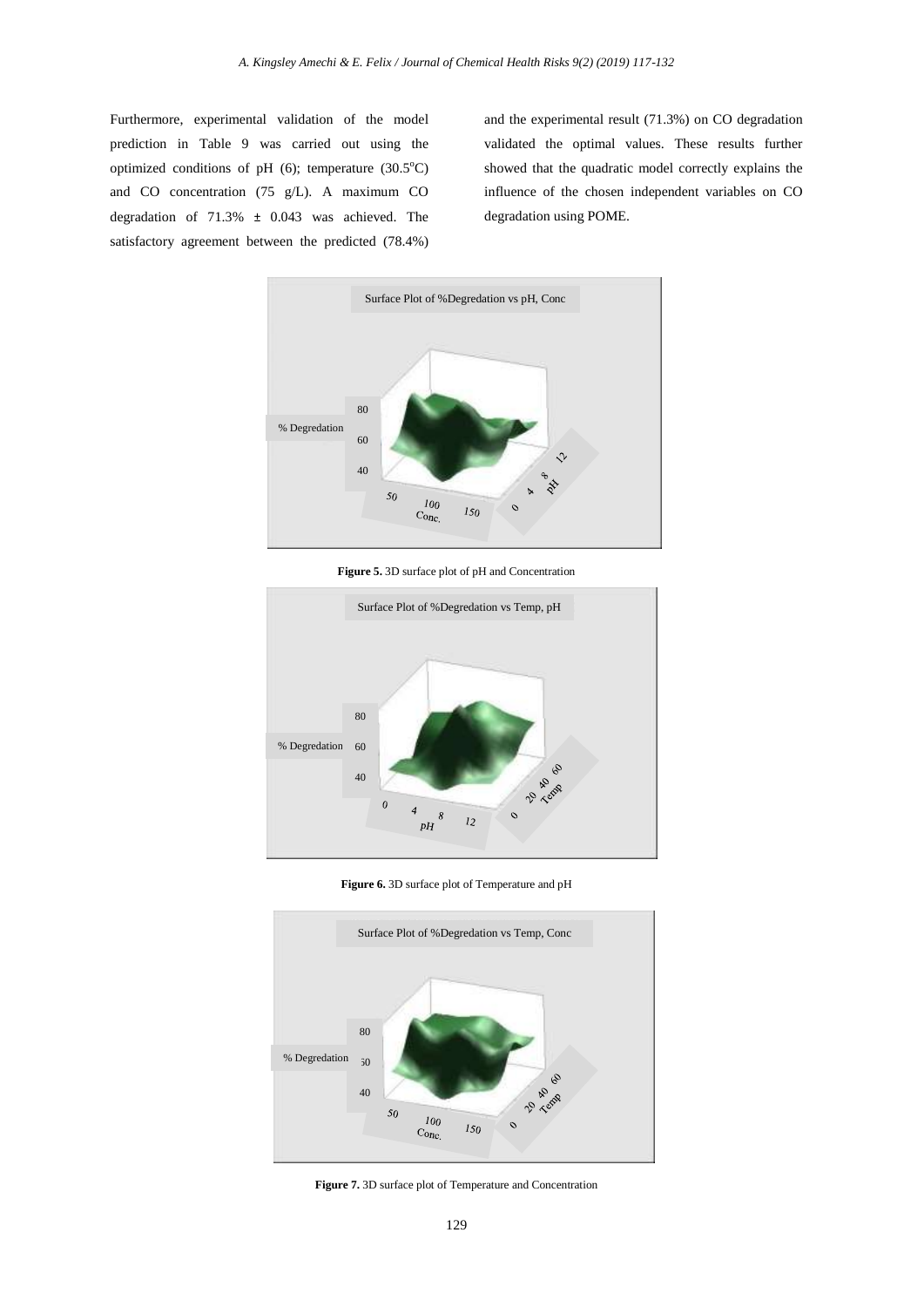Furthermore, experimental validation of the model prediction in Table 9 was carried out using the optimized conditions of pH (6); temperature (30.5°C) and CO concentration (75 g/L). A maximum CO degradation of 71.3% ± 0.043 was achieved. The satisfactory agreement between the predicted (78.4%) and the experimental result (71.3%) on CO degradation validated the optimal values. These results further showed that the quadratic model correctly explains the influence of the chosen independent variables on CO degradation using POME.

**Figure 5.** 3D surface plot of pH and Concentration

**Figure 6.** 3D surface plot of Temperature and pH

**Figure 7.** 3D surface plot of Temperature and Concentration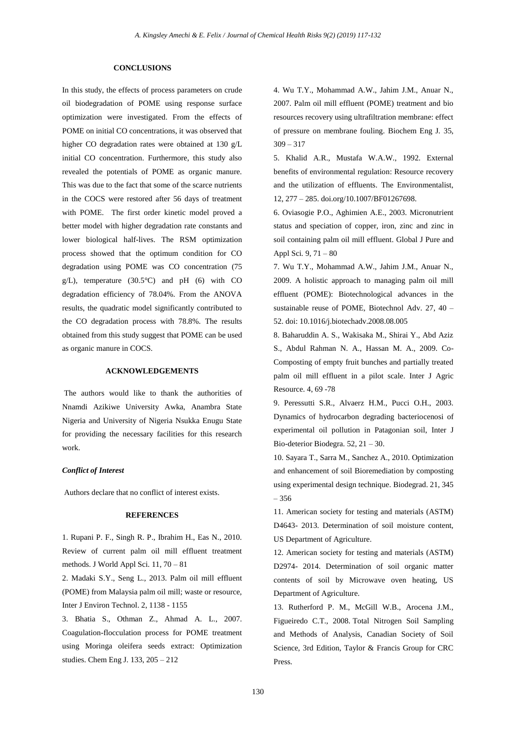## CONCLUSIONS

In this study, the effects of process parameters on crude oil biodegradation of POME using response surface optimization were investigated. From the effects of POME on initial CO concentrations, it was observed that higher CO degradation rates were obtained at 130 g/L initial CO concentration. Furthermore, this study also revealed the potentials of POME as organic manure. This was due to the fact that some of the scarce nutrients in the COCS were restored after 56 days of treatment with POME. The first order kinetic model proved a better model with higher degradation rate constants and lower biological half-lives. The RSM optimization process showed that the optimum condition for CO degradation using POME was CO concentration (75 g/L), temperature (30.5°C) and pH (6) with CO degradation efficiency of 78.04%. From the ANOVA results, the quadratic model significantly contributed to the CO degradation process with 78.8%. The results obtained from this study suggest that POME can be used as organic manure in COCS.

## ACKNOWLEDGEMENTS

The authors would like to thank the authorities of Nnamdi Azikiwe University Awka, Anambra State Nigeria and University of Nigeria Nsukka Enugu State for providing the necessary facilities for this research work.

### *Conflict of Interest*

Authors declare that no conflict of interest exists.

## REFERENCES

1. Rupani P. F., Singh R. P., Ibrahim H., Eas N., 2010. Review of current palm oil mill effluent treatment methods. J World Appl Sci. 11, 70 – 81

2. Madaki S.Y., Seng L., 2013. Palm oil mill effluent (POME) from Malaysia palm oil mill; waste or resource, Inter J Environ Technol. 2, 1138 - 1155

3. Bhatia S., Othman Z., Ahmad A. L., 2007. Coagulation-flocculation process for POME treatment using Moringa oleifera seeds extract: Optimization studies. Chem Eng J. 133, 205 – 212

4. Wu T.Y., Mohammad A.W., Jahim J.M., Anuar N., 2007. Palm oil mill effluent (POME) treatment and bio resources recovery using ultrafiltration membrane: effect of pressure on membrane fouling. Biochem Eng J. 35, 309 – 317

5. Khalid A.R., Mustafa W.A.W., 1992. External benefits of environmental regulation: Resource recovery and the utilization of effluents. The Environmentalist, 12, 277 – 285. doi.org/10.1007/BF01267698.

6. Oviasogie P.O., Aghimien A.E., 2003. Micronutrient status and speciation of copper, iron, zinc and zinc in soil containing palm oil mill effluent. Global J Pure and Appl Sci. 9, 71 – 80

7. Wu T.Y., Mohammad A.W., Jahim J.M., Anuar N., 2009. A holistic approach to managing palm oil mill effluent (POME): Biotechnological advances in the sustainable reuse of POME, Biotechnol Adv. 27, 40 – 52. doi: 10.1016/j.biotechadv.2008.08.005

8. Baharuddin A. S., Wakisaka M., Shirai Y., Abd Aziz S., Abdul Rahman N. A., Hassan M. A., 2009. Co-Composting of empty fruit bunches and partially treated palm oil mill effluent in a pilot scale. Inter J Agric Resource. 4, 69 -78

9. Peressutti S.R., Alvaerz H.M., Pucci O.H., 2003. Dynamics of hydrocarbon degrading bacteriocenosi of experimental oil pollution in Patagonian soil, Inter J Bio-deterior Biodegra. 52, 21 – 30.

10. Sayara T., Sarra M., Sanchez A., 2010. Optimization and enhancement of soil Bioremediation by composting using experimental design technique. Biodegrad. 21, 345 – 356

11. American society for testing and materials (ASTM) D4643- 2013. Determination of soil moisture content, US Department of Agriculture.

12. American society for testing and materials (ASTM) D2974- 2014. Determination of soil organic matter contents of soil by Microwave oven heating, US Department of Agriculture.

13. Rutherford P. M., McGill W.B., Arocena J.M., Figueiredo C.T., 2008. Total Nitrogen Soil Sampling and Methods of Analysis, Canadian Society of Soil Science, 3rd Edition, Taylor & Francis Group for CRC Press.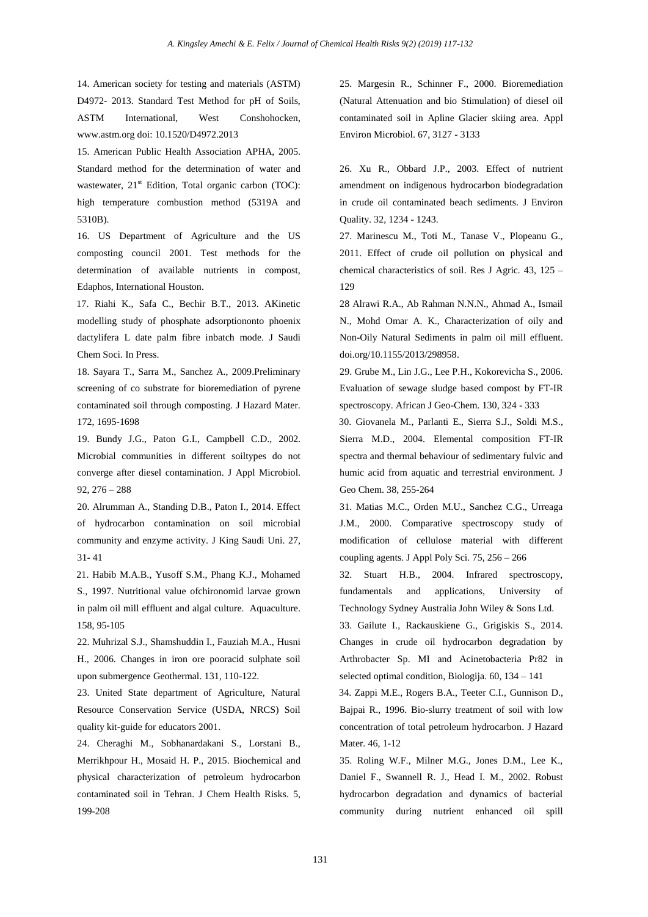14. American society for testing and materials (ASTM) D4972- 2013. Standard Test Method for pH of Soils, ASTM International, West Conshohocken, www.astm.org doi: 10.1520/D4972.2013

15. American Public Health Association APHA, 2005. Standard method for the determination of water and wastewater, 21st Edition, Total organic carbon (TOC): high temperature combustion method (5319A and 5310B).

16. US Department of Agriculture and the US composting council 2001. Test methods for the determination of available nutrients in compost, Edaphos, International Houston.

17. Riahi K., Safa C., Bechir B.T., 2013. AKinetic modelling study of phosphate adsorptiononto phoenix dactylifera L date palm fibre inbatch mode. J Saudi Chem Soci. In Press.

18. Sayara T., Sarra M., Sanchez A., 2009.Preliminary screening of co substrate for bioremediation of pyrene contaminated soil through composting. J Hazard Mater. 172, 1695-1698

19. Bundy J.G., Paton G.I., Campbell C.D., 2002. Microbial communities in different soiltypes do not converge after diesel contamination. J Appl Microbiol. 92, 276 – 288

20. Alrumman A., Standing D.B., Paton I., 2014. Effect of hydrocarbon contamination on soil microbial community and enzyme activity. J King Saudi Uni. 27, 31- 41

21. Habib M.A.B., Yusoff S.M., Phang K.J., Mohamed S., 1997. Nutritional value ofchironomid larvae grown in palm oil mill effluent and algal culture. Aquaculture. 158, 95-105

22. Muhrizal S.J., Shamshuddin I., Fauziah M.A., Husni H., 2006. Changes in iron ore pooracid sulphate soil upon submergence Geothermal. 131, 110-122.

23. United State department of Agriculture, Natural Resource Conservation Service (USDA, NRCS) Soil quality kit-guide for educators 2001.

24. Cheraghi M., Sobhanardakani S., Lorstani B., Merrikhpour H., Mosaid H. P., 2015. Biochemical and physical characterization of petroleum hydrocarbon contaminated soil in Tehran. J Chem Health Risks. 5, 199-208

25. Margesin R., Schinner F., 2000. Bioremediation (Natural Attenuation and bio Stimulation) of diesel oil contaminated soil in Apline Glacier skiing area. Appl Environ Microbiol. 67, 3127 - 3133

26. Xu R., Obbard J.P., 2003. Effect of nutrient amendment on indigenous hydrocarbon biodegradation in crude oil contaminated beach sediments. J Environ Quality. 32, 1234 - 1243.

27. Marinescu M., Toti M., Tanase V., Plopeanu G., 2011. Effect of crude oil pollution on physical and chemical characteristics of soil. Res J Agric. 43, 125 – 129

28 Alrawi R.A., Ab Rahman N.N.N., Ahmad A., Ismail N., Mohd Omar A. K., Characterization of oily and Non-Oily Natural Sediments in palm oil mill effluent. doi.org/10.1155/2013/298958.

29. Grube M., Lin J.G., Lee P.H., Kokorevicha S., 2006. Evaluation of sewage sludge based compost by FT-IR spectroscopy. African J Geo-Chem. 130, 324 - 333

30. Giovanela M., Parlanti E., Sierra S.J., Soldi M.S., Sierra M.D., 2004. Elemental composition FT-IR spectra and thermal behaviour of sedimentary fulvic and humic acid from aquatic and terrestrial environment. J Geo Chem. 38, 255-264

31. Matias M.C., Orden M.U., Sanchez C.G., Urreaga J.M., 2000. Comparative spectroscopy study of modification of cellulose material with different coupling agents. J Appl Poly Sci. 75, 256 – 266

32. Stuart H.B., 2004. Infrared spectroscopy, fundamentals and applications, University of Technology Sydney Australia John Wiley & Sons Ltd.

33. Gailute I., Rackauskiene G., Grigiskis S., 2014. Changes in crude oil hydrocarbon degradation by Arthrobacter Sp. MI and Acinetobacteria Pr82 in selected optimal condition, Biologija. 60, 134 – 141

34. Zappi M.E., Rogers B.A., Teeter C.I., Gunnison D., Bajpai R., 1996. Bio-slurry treatment of soil with low concentration of total petroleum hydrocarbon. J Hazard Mater. 46, 1-12

35. Roling W.F., Milner M.G., Jones D.M., Lee K., Daniel F., Swannell R. J., Head I. M., 2002. Robust hydrocarbon degradation and dynamics of bacterial community during nutrient enhanced oil spill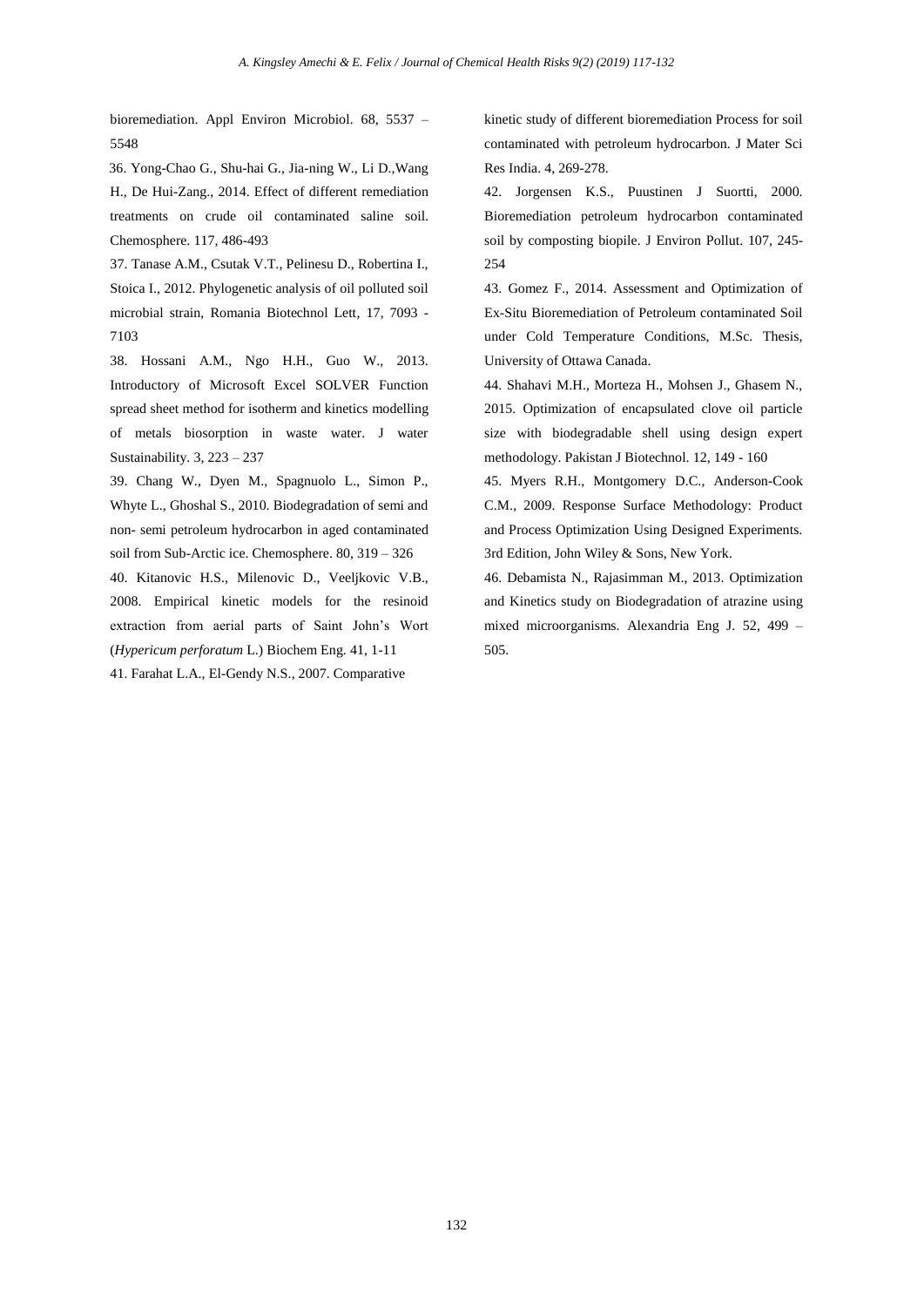bioremediation. Appl Environ Microbiol. 68, 5537 – 5548

36. Yong-Chao G., Shu-hai G., Jia-ning W., Li D.,Wang H., De Hui-Zang., 2014. Effect of different remediation treatments on crude oil contaminated saline soil. Chemosphere. 117, 486-493

37. Tanase A.M., Csutak V.T., Pelinesu D., Robertina I., Stoica I., 2012. Phylogenetic analysis of oil polluted soil microbial strain, Romania Biotechnol Lett, 17, 7093 - 7103

38. Hossani A.M., Ngo H.H., Guo W., 2013. Introductory of Microsoft Excel SOLVER Function spread sheet method for isotherm and kinetics modelling of metals biosorption in waste water. J water Sustainability. 3, 223 – 237

39. Chang W., Dyen M., Spagnuolo L., Simon P., Whyte L., Ghoshal S., 2010. Biodegradation of semi and non- semi petroleum hydrocarbon in aged contaminated soil from Sub-Arctic ice. Chemosphere. 80, 319 – 326

40. Kitanovic H.S., Milenovic D., Veeljkovic V.B., 2008. Empirical kinetic models for the resinoid extraction from aerial parts of Saint John's Wort (*Hypericum perforatum* L.) Biochem Eng. 41, 1-11

41. Farahat L.A., El-Gendy N.S., 2007. Comparative kinetic study of different bioremediation Process for soil contaminated with petroleum hydrocarbon. J Mater Sci Res India. 4, 269-278.

42. Jorgensen K.S., Puustinen J Suortti, 2000. Bioremediation petroleum hydrocarbon contaminated soil by composting biopile. J Environ Pollut. 107, 245-254

43. Gomez F., 2014. Assessment and Optimization of Ex-Situ Bioremediation of Petroleum contaminated Soil under Cold Temperature Conditions, M.Sc. Thesis, University of Ottawa Canada.

44. Shahavi M.H., Morteza H., Mohsen J., Ghasem N., 2015. Optimization of encapsulated clove oil particle size with biodegradable shell using design expert methodology. Pakistan J Biotechnol. 12, 149 - 160

45. Myers R.H., Montgomery D.C., Anderson-Cook C.M., 2009. Response Surface Methodology: Product and Process Optimization Using Designed Experiments. 3rd Edition, John Wiley & Sons, New York.

46. Debamista N., Rajasimman M., 2013. Optimization and Kinetics study on Biodegradation of atrazine using mixed microorganisms. Alexandria Eng J. 52, 499 – 505.